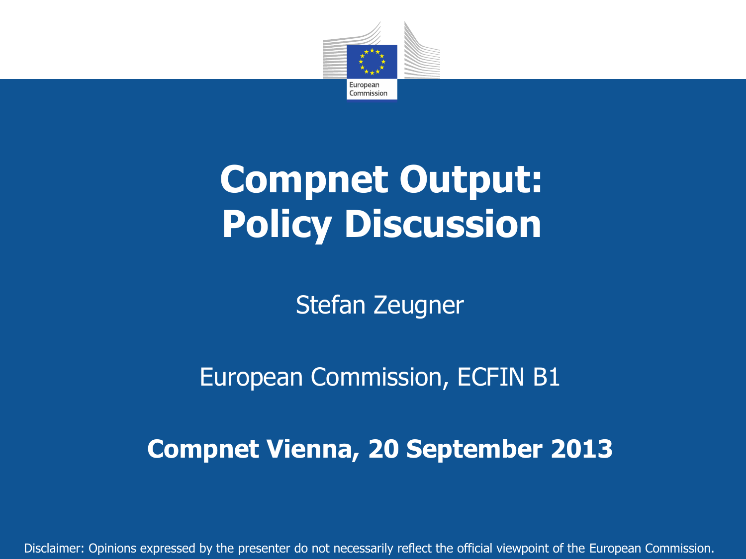# Compnet Output: Policy Discussion

Stefan Zeugner

European Commission, ECFIN B1

**Compnet Vienna, 20 September 2013**

Disclaimer: Opinions expressed by the presenter do not necessarily reflect the official viewpoint of the European Commission.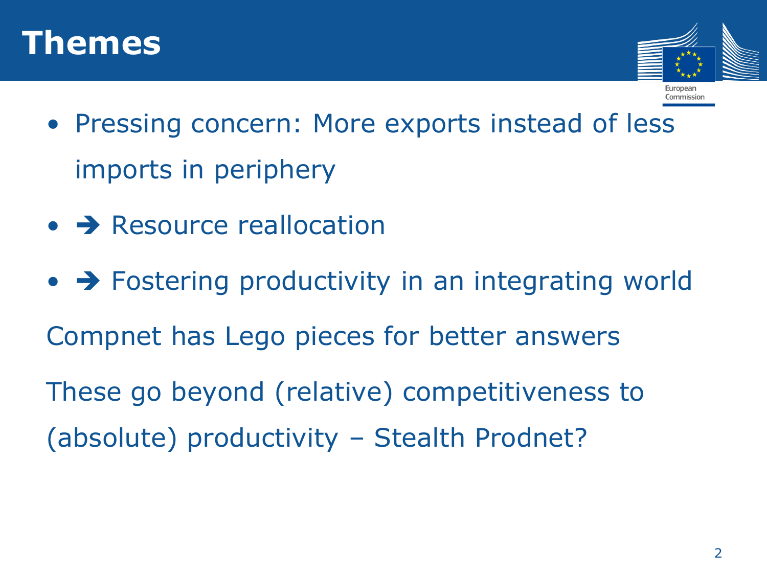# Themes

- Pressing concern: More exports instead of less imports in periphery
- ➔ Resource reallocation
- ➔ Fostering productivity in an integrating world

Compnet has Lego pieces for better answers

These go beyond (relative) competitiveness to (absolute) productivity – Stealth Prodnet?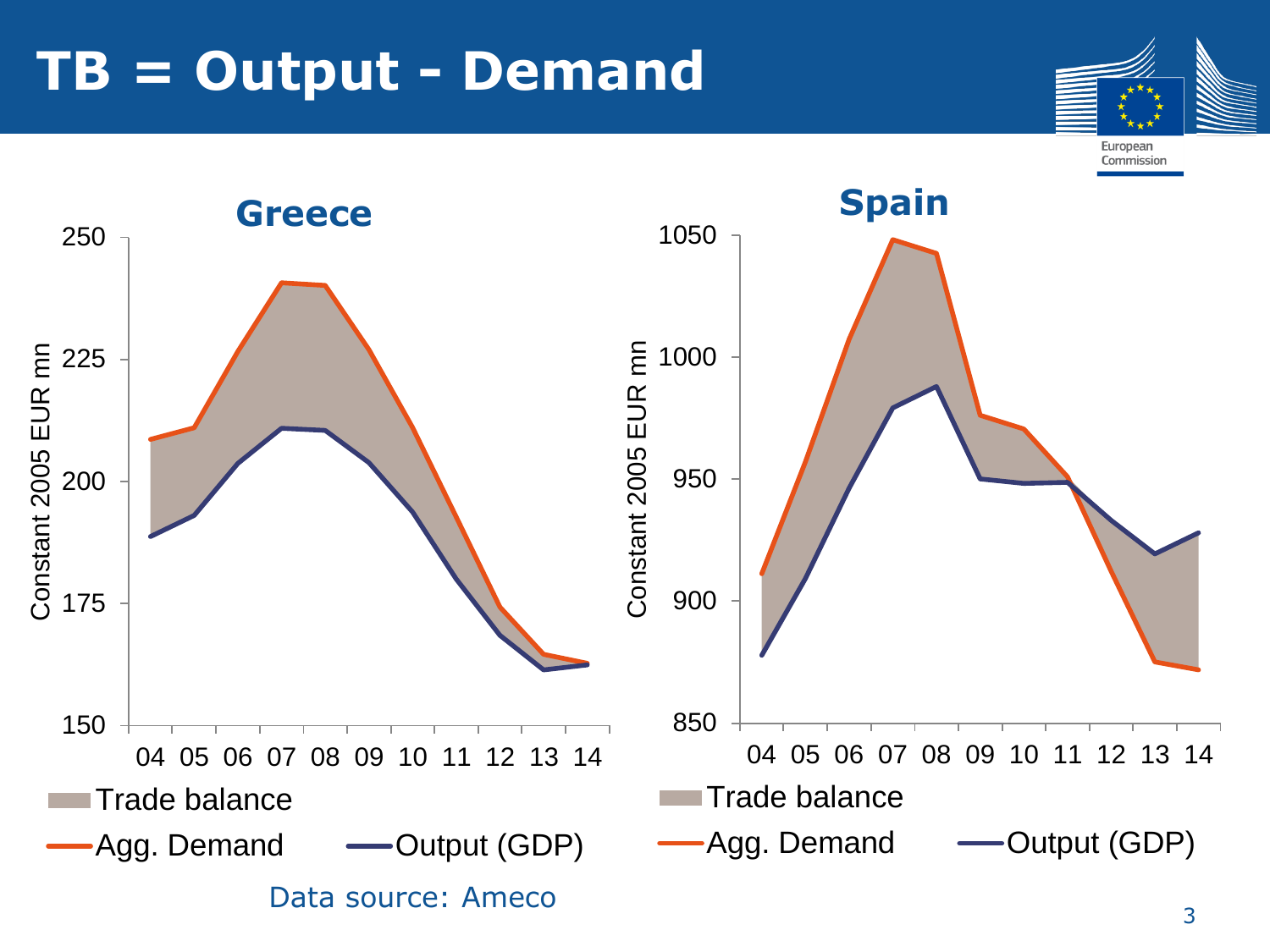# TB = Output - Demand

## Greece

Constant 2005 EUR mn

250, 225, 200, 175, 150

04 05 06 07 08 09 10 11 12 13 14

Trade balance

Agg. Demand — Output (GDP)

## Spain

Constant 2005 EUR mn

1050, 1000, 950, 900, 850

04 05 06 07 08 09 10 11 12 13 14

Trade balance

Agg. Demand — Output (GDP)

Data source: Ameco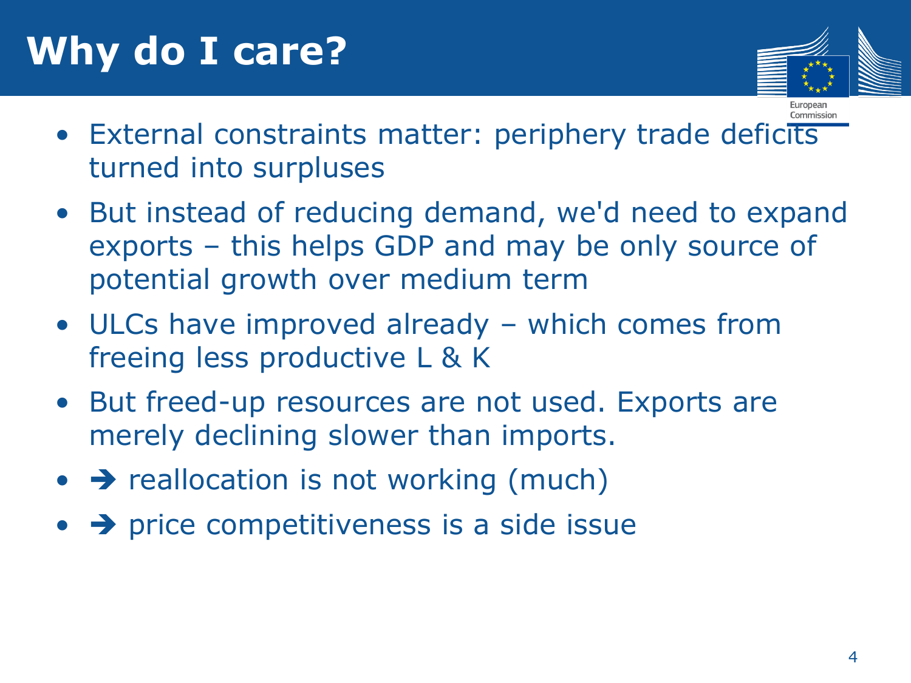# Why do I care?

- External constraints matter: periphery trade deficits turned into surpluses
- But instead of reducing demand, we'd need to expand exports – this helps GDP and may be only source of potential growth over medium term
- ULCs have improved already – which comes from freeing less productive L & K
- But freed-up resources are not used. Exports are merely declining slower than imports.
- ➔ reallocation is not working (much)
- ➔ price competitiveness is a side issue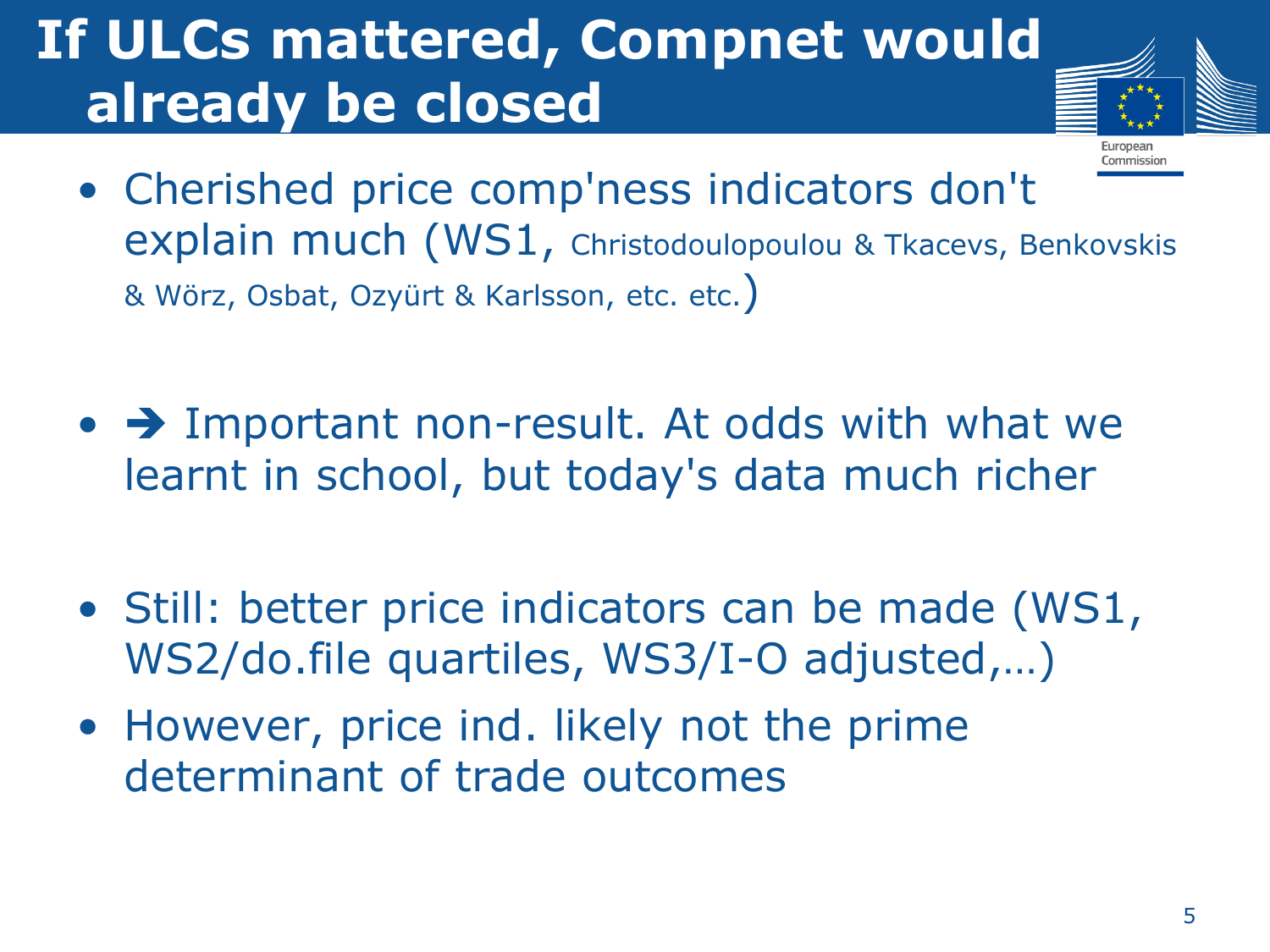# If ULCs mattered, Compnet would already be closed

- Cherished price comp'ness indicators don't explain much (WS1, Christodoulopoulou & Tkacevs, Benkovskis & Wörz, Osbat, Ozyürt & Karlsson, etc. etc.)
- ➔ Important non-result. At odds with what we learnt in school, but today's data much richer
- Still: better price indicators can be made (WS1, WS2/do.file quartiles, WS3/I-O adjusted,…)
- However, price ind. likely not the prime determinant of trade outcomes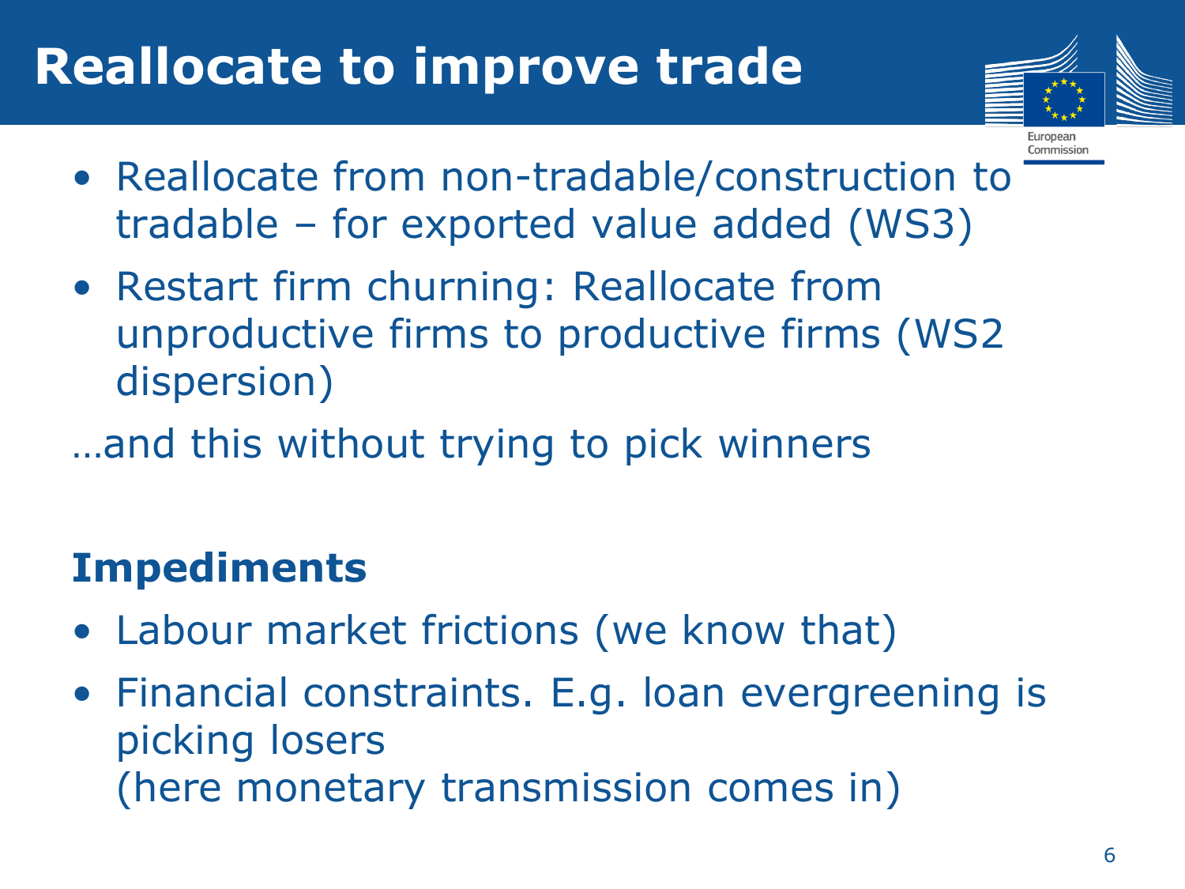# Reallocate to improve trade

- Reallocate from non-tradable/construction to tradable – for exported value added (WS3)
- Restart firm churning: Reallocate from unproductive firms to productive firms (WS2 dispersion)

…and this without trying to pick winners

**Impediments**

- Labour market frictions (we know that)
- Financial constraints. E.g. loan evergreening is picking losers
  (here monetary transmission comes in)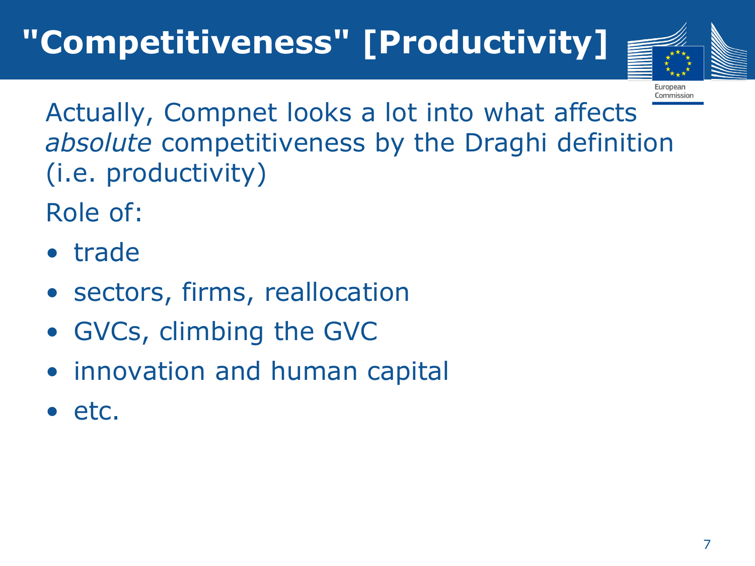# "Competitiveness" [Productivity]

Actually, Compnet looks a lot into what affects *absolute* competitiveness by the Draghi definition (i.e. productivity)

Role of:

- trade
- sectors, firms, reallocation
- GVCs, climbing the GVC
- innovation and human capital
- etc.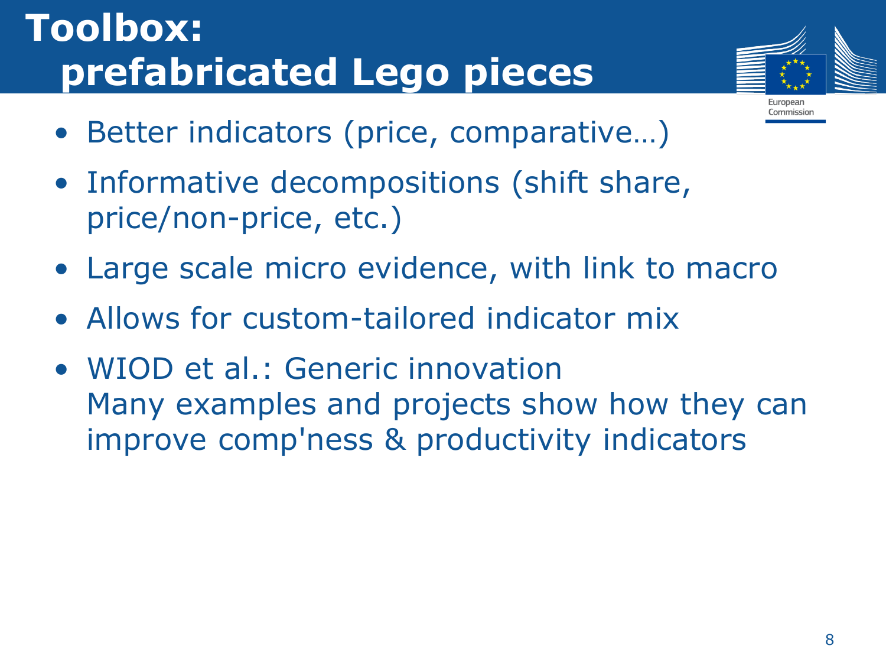# Toolbox: prefabricated Lego pieces

- Better indicators (price, comparative…)
- Informative decompositions (shift share, price/non-price, etc.)
- Large scale micro evidence, with link to macro
- Allows for custom-tailored indicator mix
- WIOD et al.: Generic innovation
  Many examples and projects show how they can improve comp'ness & productivity indicators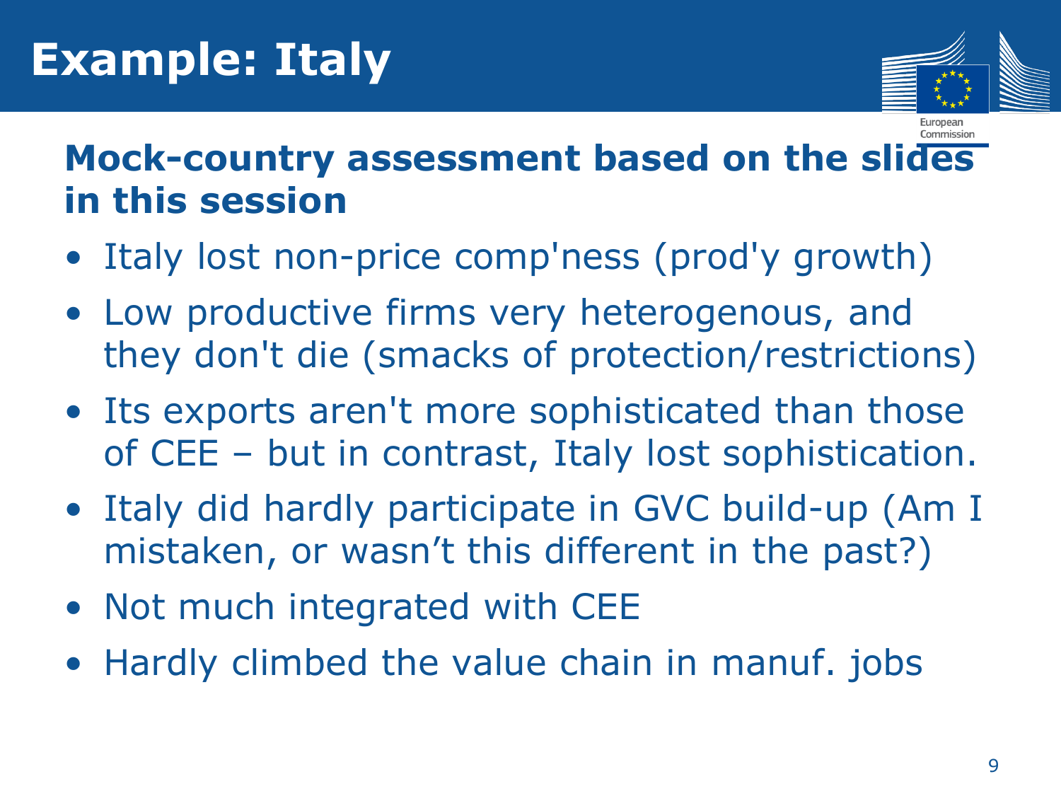# Example: Italy

## Mock-country assessment based on the slides in this session

- Italy lost non-price comp'ness (prod'y growth)
- Low productive firms very heterogenous, and they don't die (smacks of protection/restrictions)
- Its exports aren't more sophisticated than those of CEE – but in contrast, Italy lost sophistication.
- Italy did hardly participate in GVC build-up (Am I mistaken, or wasn't this different in the past?)
- Not much integrated with CEE
- Hardly climbed the value chain in manuf. jobs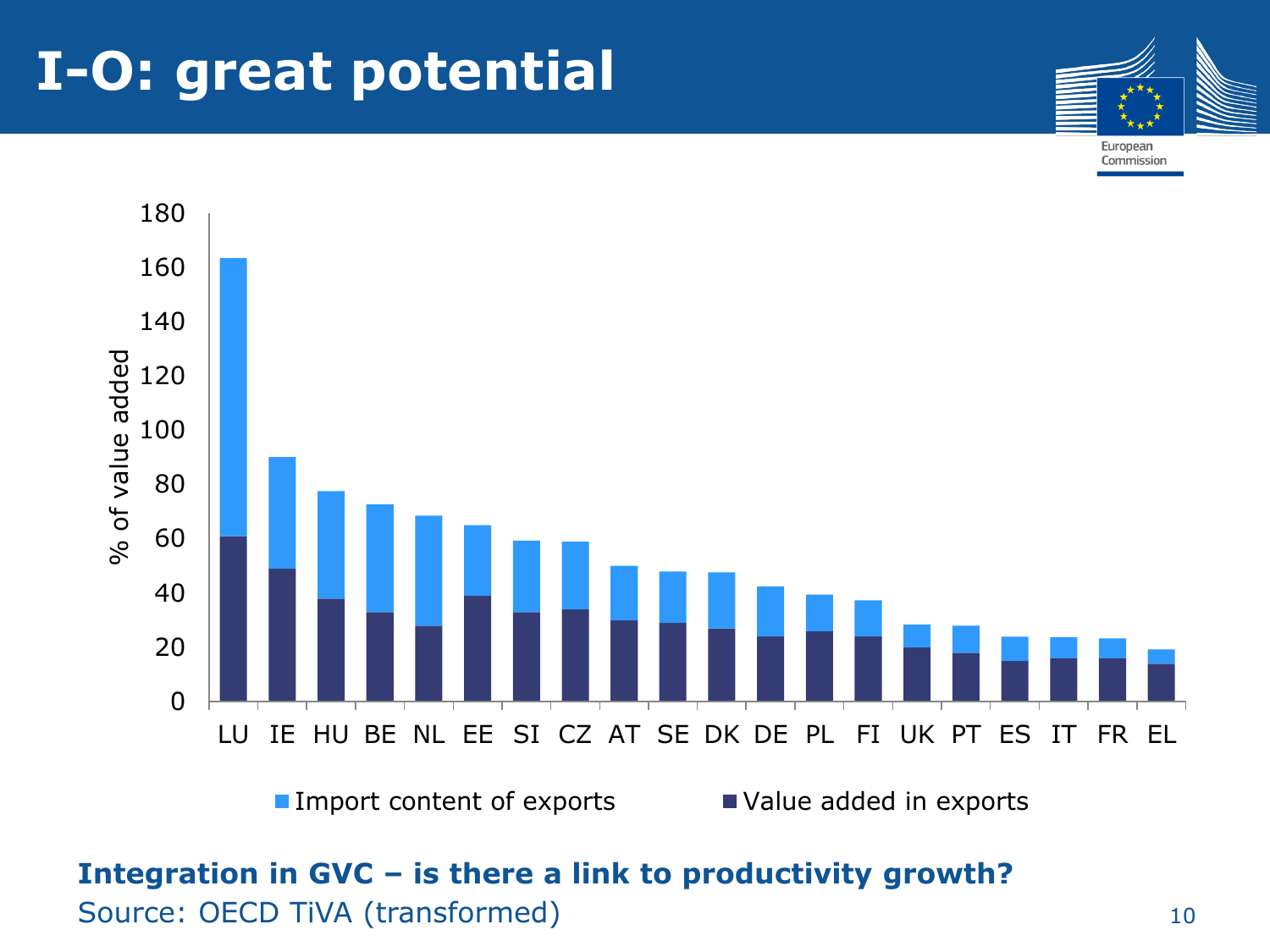# I-O: great potential

% of value added

| Country | Value added in exports | Import content of exports |
| --- | --- | --- |
| LU | | |
| IE | | |
| HU | | |
| BE | | |
| NL | | |
| EE | | |
| SI | | |
| CZ | | |
| AT | | |
| SE | | |
| DK | | |
| DE | | |
| PL | | |
| FI | | |
| UK | | |
| PT | | |
| ES | | |
| IT | | |
| FR | | |
| EL | | |

■ Import content of exports ■ Value added in exports

**Integration in GVC – is there a link to productivity growth?**

Source: OECD TiVA (transformed)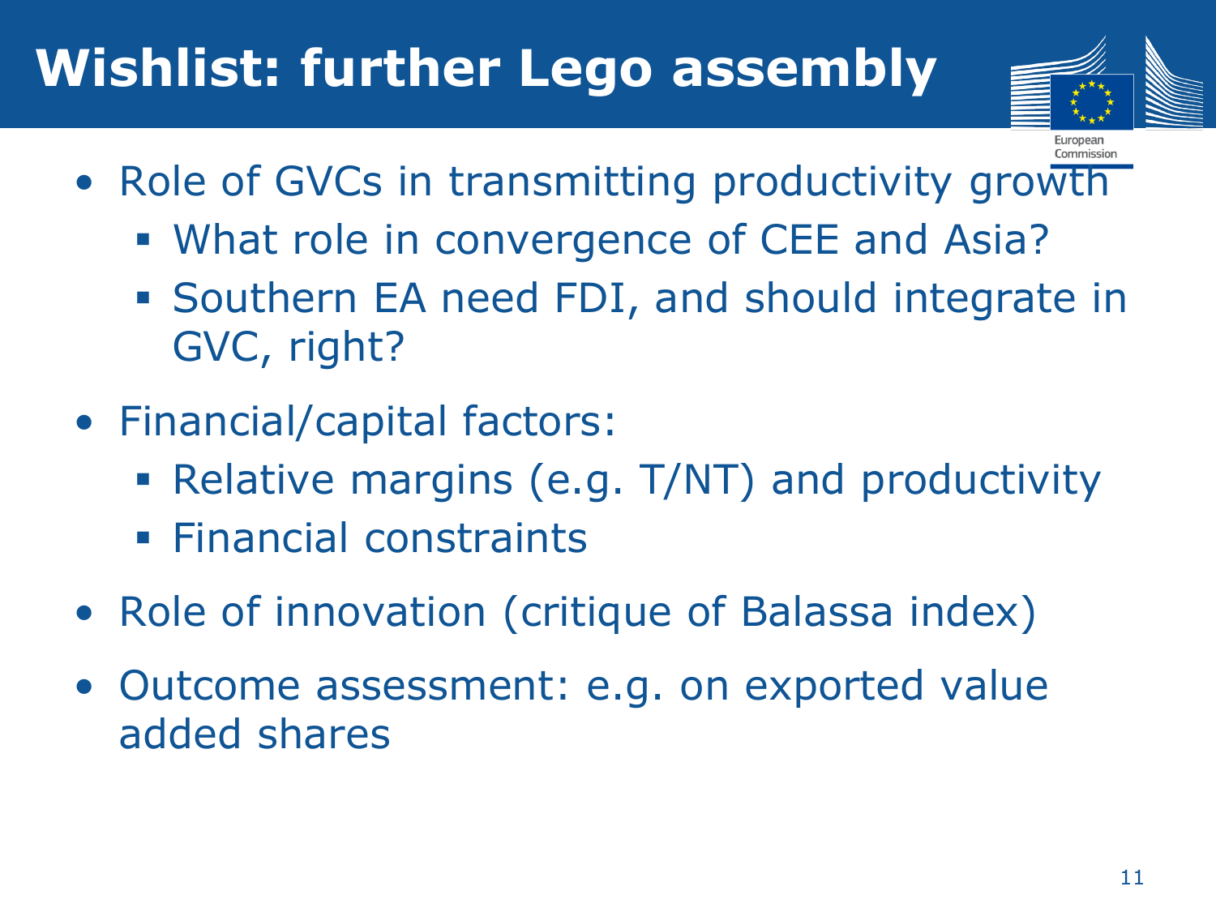# Wishlist: further Lego assembly

- Role of GVCs in transmitting productivity growth
  - What role in convergence of CEE and Asia?
  - Southern EA need FDI, and should integrate in GVC, right?
- Financial/capital factors:
  - Relative margins (e.g. T/NT) and productivity
  - Financial constraints
- Role of innovation (critique of Balassa index)
- Outcome assessment: e.g. on exported value added shares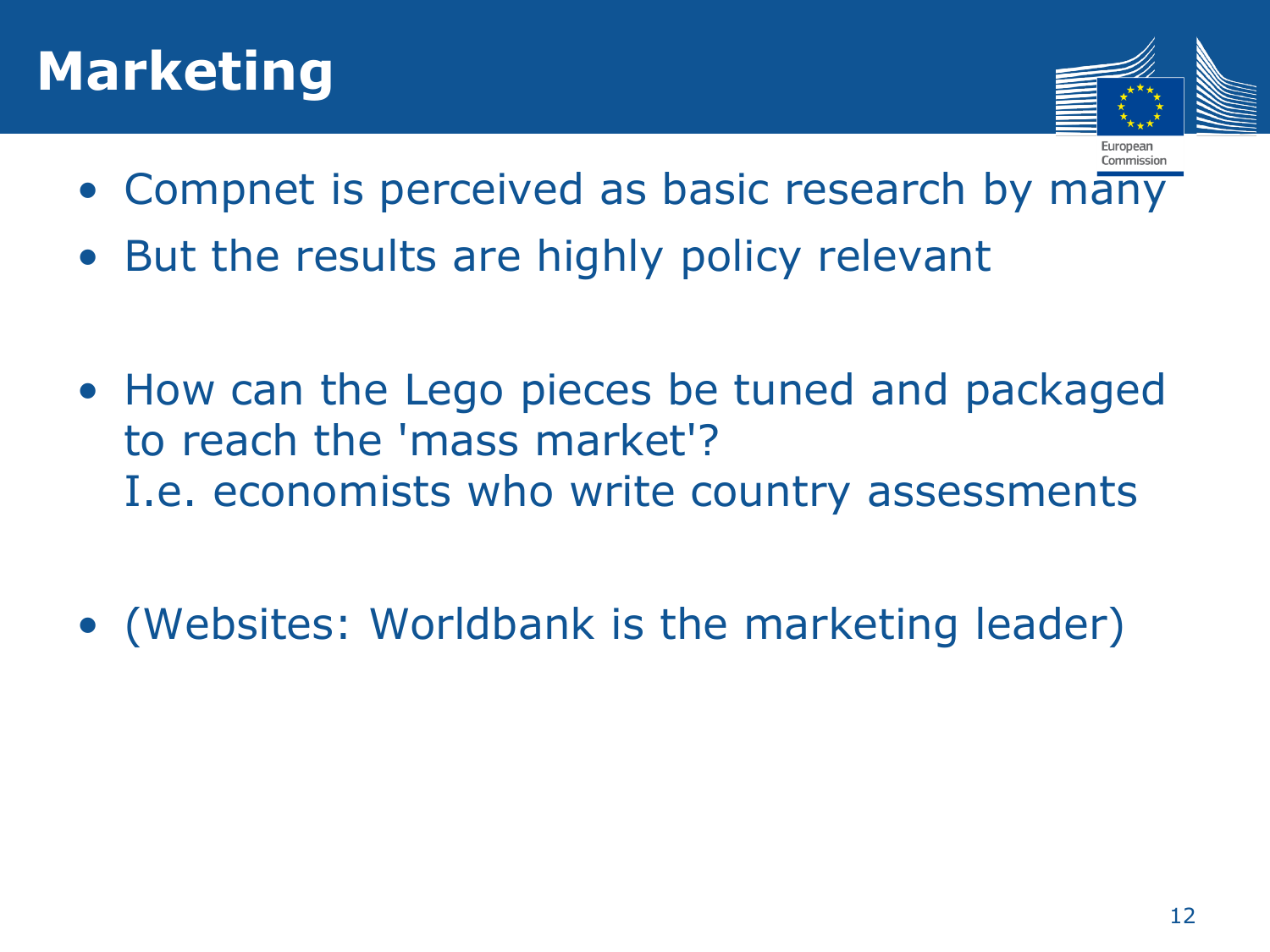# Marketing

- Compnet is perceived as basic research by many
- But the results are highly policy relevant

- How can the Lego pieces be tuned and packaged to reach the 'mass market'?
  I.e. economists who write country assessments

- (Websites: Worldbank is the marketing leader)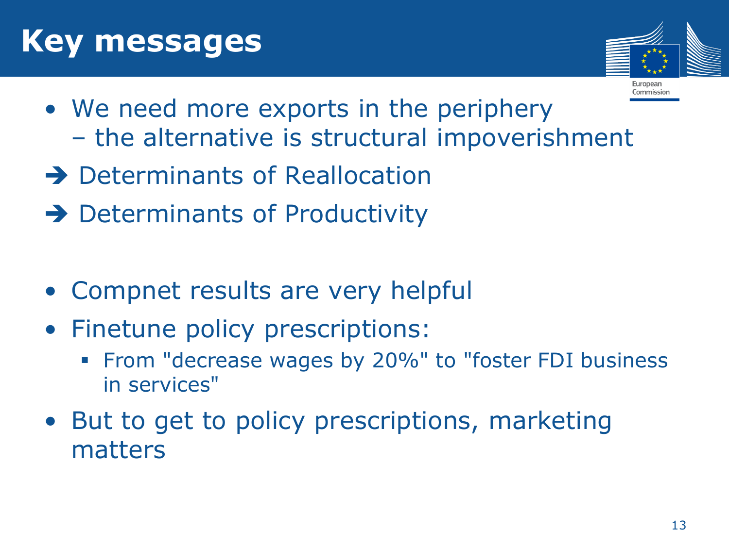# Key messages

- We need more exports in the periphery – the alternative is structural impoverishment

➔ Determinants of Reallocation

➔ Determinants of Productivity

- Compnet results are very helpful
- Finetune policy prescriptions:
  - From "decrease wages by 20%" to "foster FDI business in services"
- But to get to policy prescriptions, marketing matters